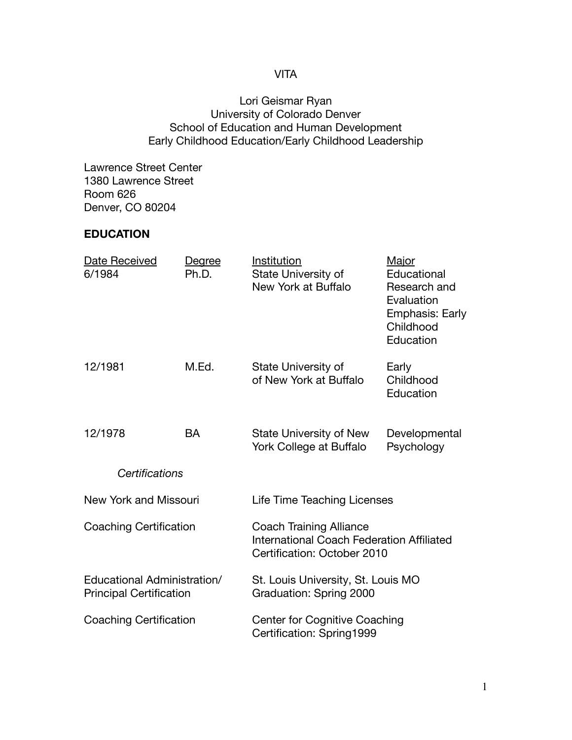VITA

Lori Geismar Ryan
University of Colorado Denver
School of Education and Human Development
Early Childhood Education/Early Childhood Leadership

Lawrence Street Center
1380 Lawrence Street
Room 626
Denver, CO 80204

## EDUCATION

| Date Received | Degree | Institution | Major |
|---|---|---|---|
| 6/1984 | Ph.D. | State University of New York at Buffalo | Educational Research and Evaluation Emphasis: Early Childhood Education |
| 12/1981 | M.Ed. | State University of of New York at Buffalo | Early Childhood Education |
| 12/1978 | BA | State University of New York College at Buffalo | Developmental Psychology |

*Certifications*

| | |
|---|---|
| New York and Missouri | Life Time Teaching Licenses |
| Coaching Certification | Coach Training Alliance International Coach Federation Affiliated Certification: October 2010 |
| Educational Administration/ Principal Certification | St. Louis University, St. Louis MO Graduation: Spring 2000 |
| Coaching Certification | Center for Cognitive Coaching Certification: Spring1999 |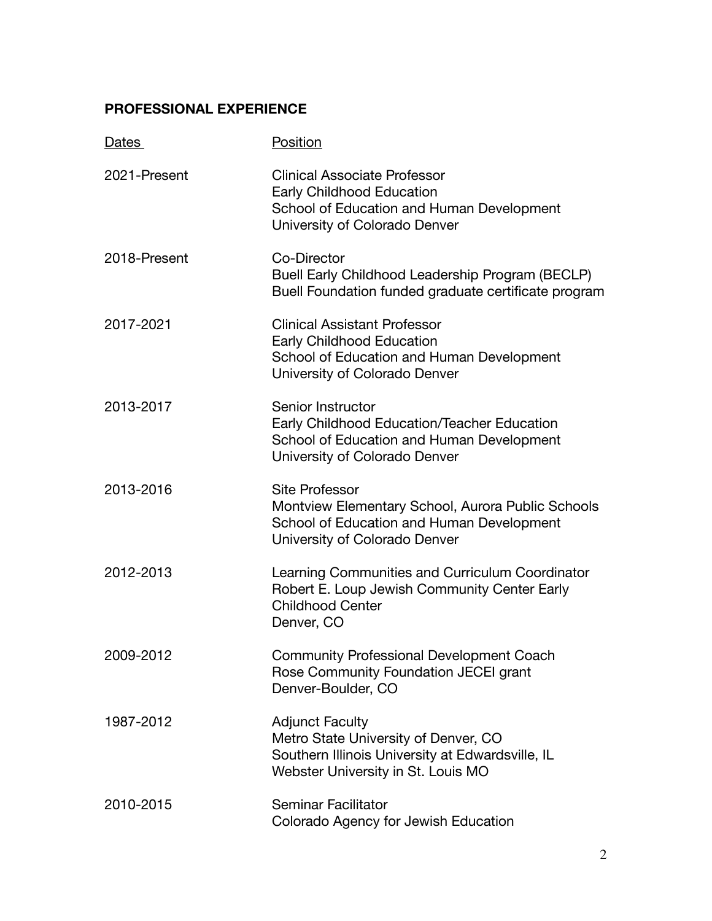## PROFESSIONAL EXPERIENCE

| Dates | Position |
|---|---|
| 2021-Present | Clinical Associate Professor<br>Early Childhood Education<br>School of Education and Human Development<br>University of Colorado Denver |
| 2018-Present | Co-Director<br>Buell Early Childhood Leadership Program (BECLP)<br>Buell Foundation funded graduate certificate program |
| 2017-2021 | Clinical Assistant Professor<br>Early Childhood Education<br>School of Education and Human Development<br>University of Colorado Denver |
| 2013-2017 | Senior Instructor<br>Early Childhood Education/Teacher Education<br>School of Education and Human Development<br>University of Colorado Denver |
| 2013-2016 | Site Professor<br>Montview Elementary School, Aurora Public Schools<br>School of Education and Human Development<br>University of Colorado Denver |
| 2012-2013 | Learning Communities and Curriculum Coordinator<br>Robert E. Loup Jewish Community Center Early Childhood Center<br>Denver, CO |
| 2009-2012 | Community Professional Development Coach<br>Rose Community Foundation JECEI grant<br>Denver-Boulder, CO |
| 1987-2012 | Adjunct Faculty<br>Metro State University of Denver, CO<br>Southern Illinois University at Edwardsville, IL<br>Webster University in St. Louis MO |
| 2010-2015 | Seminar Facilitator<br>Colorado Agency for Jewish Education |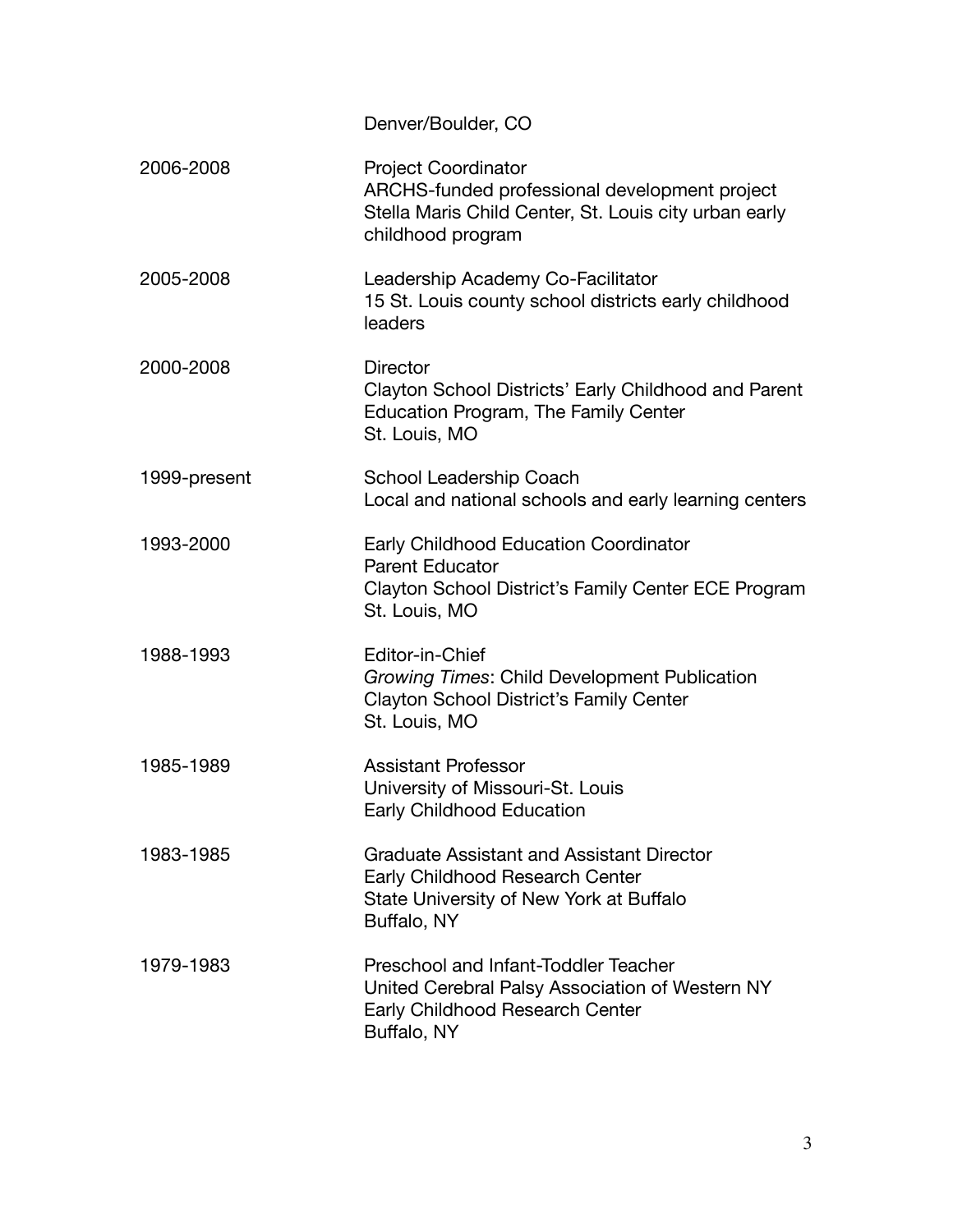Denver/Boulder, CO

| | |
|---|---|
| 2006-2008 | Project Coordinator<br>ARCHS-funded professional development project<br>Stella Maris Child Center, St. Louis city urban early childhood program |
| 2005-2008 | Leadership Academy Co-Facilitator<br>15 St. Louis county school districts early childhood leaders |
| 2000-2008 | Director<br>Clayton School Districts' Early Childhood and Parent Education Program, The Family Center<br>St. Louis, MO |
| 1999-present | School Leadership Coach<br>Local and national schools and early learning centers |
| 1993-2000 | Early Childhood Education Coordinator<br>Parent Educator<br>Clayton School District's Family Center ECE Program<br>St. Louis, MO |
| 1988-1993 | Editor-in-Chief<br>*Growing Times*: Child Development Publication<br>Clayton School District's Family Center<br>St. Louis, MO |
| 1985-1989 | Assistant Professor<br>University of Missouri-St. Louis<br>Early Childhood Education |
| 1983-1985 | Graduate Assistant and Assistant Director<br>Early Childhood Research Center<br>State University of New York at Buffalo<br>Buffalo, NY |
| 1979-1983 | Preschool and Infant-Toddler Teacher<br>United Cerebral Palsy Association of Western NY<br>Early Childhood Research Center<br>Buffalo, NY |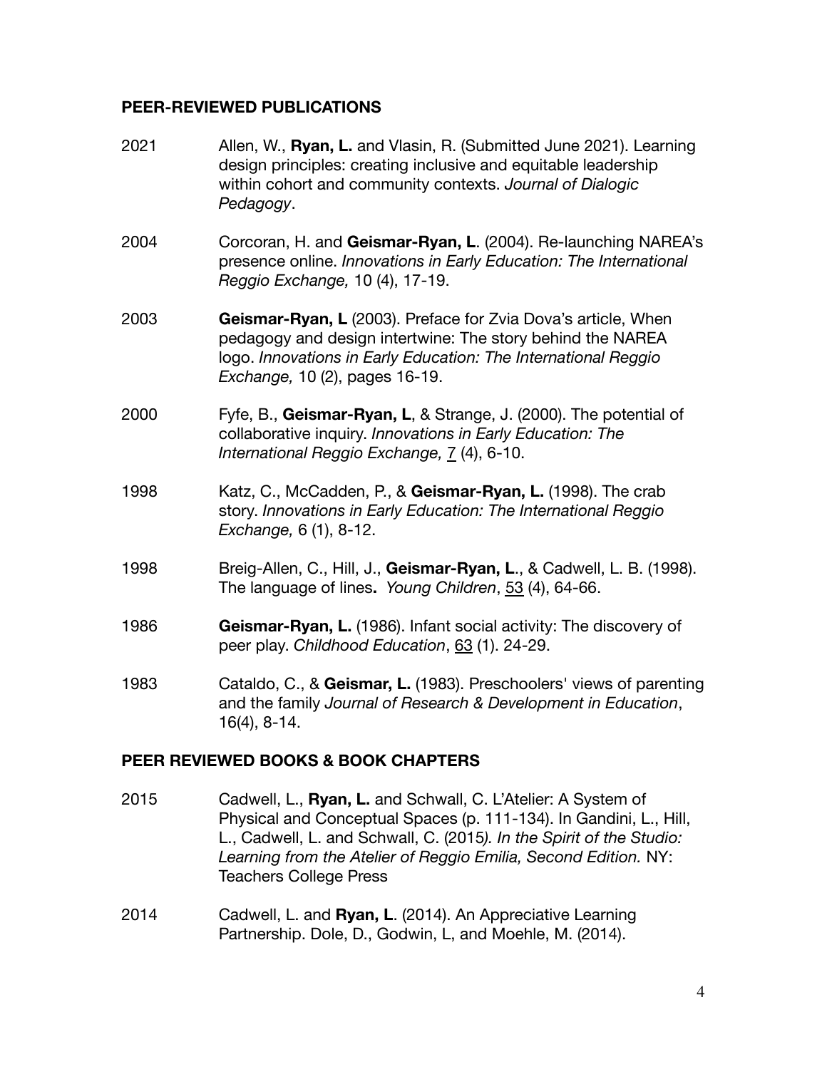## PEER-REVIEWED PUBLICATIONS

2021 Allen, W., **Ryan, L.** and Vlasin, R. (Submitted June 2021). Learning design principles: creating inclusive and equitable leadership within cohort and community contexts. *Journal of Dialogic Pedagogy*.

2004 Corcoran, H. and **Geismar-Ryan, L**. (2004). Re-launching NAREA's presence online. *Innovations in Early Education: The International Reggio Exchange,* 10 (4), 17-19.

2003 **Geismar-Ryan, L** (2003). Preface for Zvia Dova's article, When pedagogy and design intertwine: The story behind the NAREA logo. *Innovations in Early Education: The International Reggio Exchange,* 10 (2), pages 16-19.

2000 Fyfe, B., **Geismar-Ryan, L**, & Strange, J. (2000). The potential of collaborative inquiry. *Innovations in Early Education: The International Reggio Exchange,* 7 (4), 6-10.

1998 Katz, C., McCadden, P., & **Geismar-Ryan, L.** (1998). The crab story. *Innovations in Early Education: The International Reggio Exchange,* 6 (1), 8-12.

1998 Breig-Allen, C., Hill, J., **Geismar-Ryan, L**., & Cadwell, L. B. (1998). The language of lines**.** *Young Children*, 53 (4), 64-66.

1986 **Geismar-Ryan, L.** (1986). Infant social activity: The discovery of peer play. *Childhood Education*, 63 (1). 24-29.

1983 Cataldo, C., & **Geismar, L.** (1983). Preschoolers' views of parenting and the family *Journal of Research & Development in Education*, 16(4), 8-14.

## PEER REVIEWED BOOKS & BOOK CHAPTERS

2015 Cadwell, L., **Ryan, L.** and Schwall, C. L'Atelier: A System of Physical and Conceptual Spaces (p. 111-134). In Gandini, L., Hill, L., Cadwell, L. and Schwall, C. (2015*). In the Spirit of the Studio: Learning from the Atelier of Reggio Emilia, Second Edition.* NY: Teachers College Press

2014 Cadwell, L. and **Ryan, L**. (2014). An Appreciative Learning Partnership. Dole, D., Godwin, L, and Moehle, M. (2014).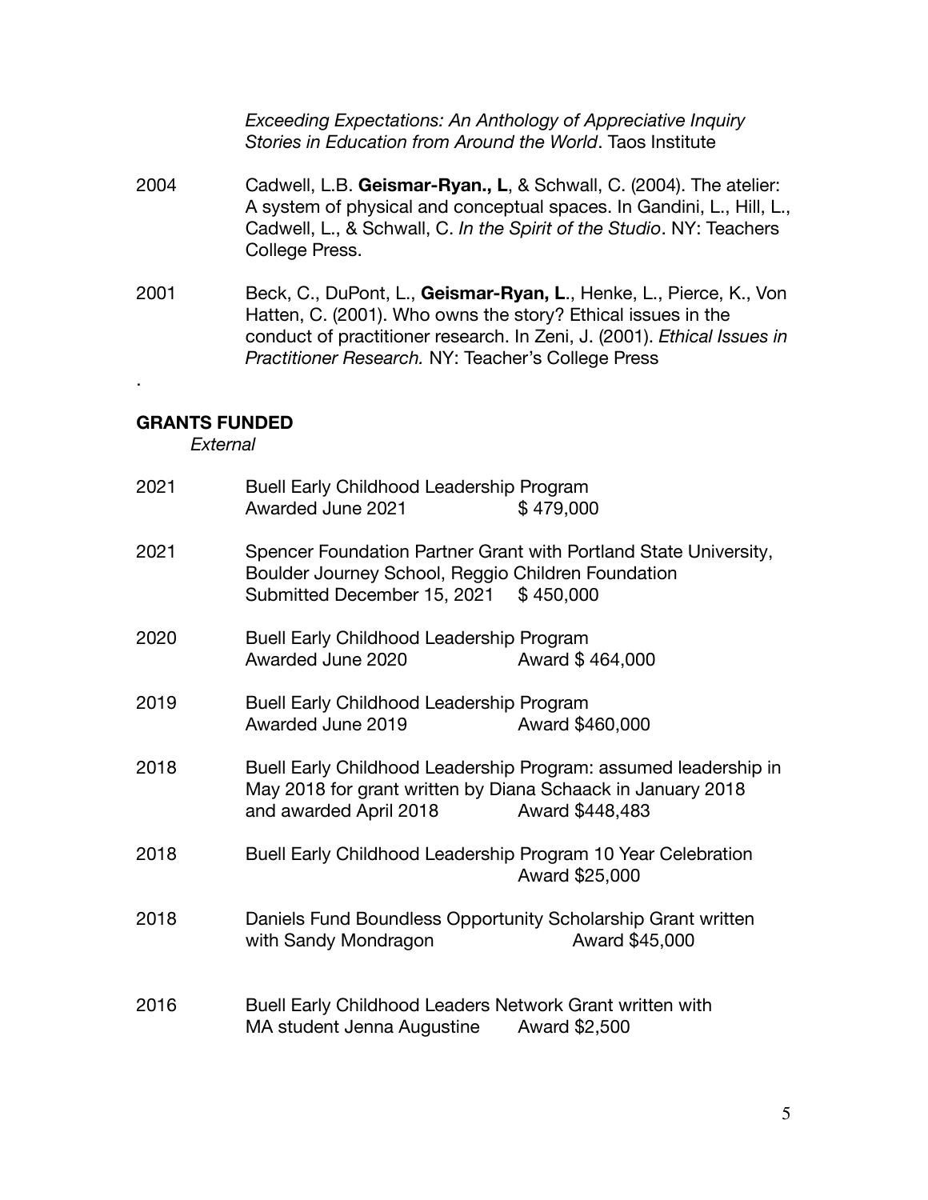*Exceeding Expectations: An Anthology of Appreciative Inquiry Stories in Education from Around the World*. Taos Institute

2004 Cadwell, L.B. **Geismar-Ryan., L**, & Schwall, C. (2004). The atelier: A system of physical and conceptual spaces. In Gandini, L., Hill, L., Cadwell, L., & Schwall, C. *In the Spirit of the Studio*. NY: Teachers College Press.

2001 Beck, C., DuPont, L., **Geismar-Ryan, L**., Henke, L., Pierce, K., Von Hatten, C. (2001). Who owns the story? Ethical issues in the conduct of practitioner research. In Zeni, J. (2001). *Ethical Issues in Practitioner Research.* NY: Teacher's College Press

.

**GRANTS FUNDED**

*External*

2021 Buell Early Childhood Leadership Program
Awarded June 2021 $ 479,000

2021 Spencer Foundation Partner Grant with Portland State University, Boulder Journey School, Reggio Children Foundation
Submitted December 15, 2021 $ 450,000

2020 Buell Early Childhood Leadership Program
Awarded June 2020 Award $ 464,000

2019 Buell Early Childhood Leadership Program
Awarded June 2019 Award $460,000

2018 Buell Early Childhood Leadership Program: assumed leadership in May 2018 for grant written by Diana Schaack in January 2018 and awarded April 2018 Award $448,483

2018 Buell Early Childhood Leadership Program 10 Year Celebration
Award $25,000

2018 Daniels Fund Boundless Opportunity Scholarship Grant written with Sandy Mondragon Award $45,000

2016 Buell Early Childhood Leaders Network Grant written with MA student Jenna Augustine Award $2,500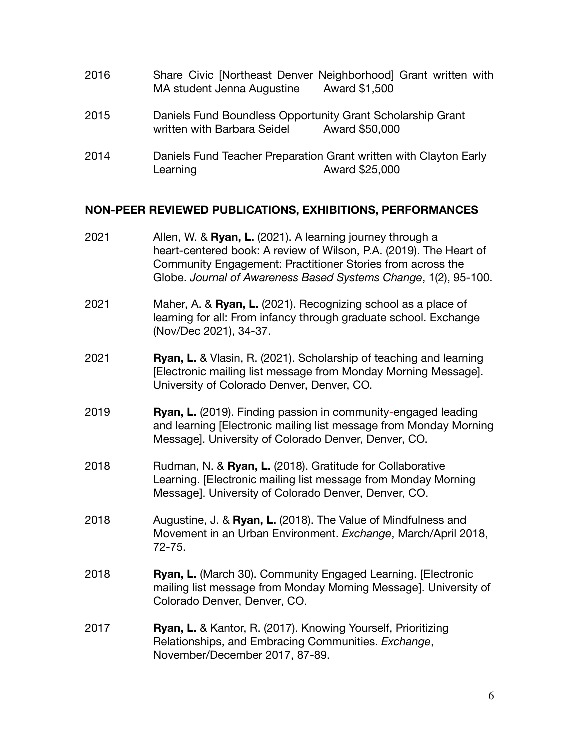2016 Share Civic [Northeast Denver Neighborhood] Grant written with MA student Jenna Augustine Award $1,500

2015 Daniels Fund Boundless Opportunity Grant Scholarship Grant written with Barbara Seidel Award $50,000

2014 Daniels Fund Teacher Preparation Grant written with Clayton Early Learning Award $25,000

## NON-PEER REVIEWED PUBLICATIONS, EXHIBITIONS, PERFORMANCES

2021 Allen, W. & **Ryan, L.** (2021). A learning journey through a heart-centered book: A review of Wilson, P.A. (2019). The Heart of Community Engagement: Practitioner Stories from across the Globe. *Journal of Awareness Based Systems Change*, 1(2), 95-100.

2021 Maher, A. & **Ryan, L.** (2021). Recognizing school as a place of learning for all: From infancy through graduate school. Exchange (Nov/Dec 2021), 34-37.

2021 **Ryan, L.** & Vlasin, R. (2021). Scholarship of teaching and learning [Electronic mailing list message from Monday Morning Message]. University of Colorado Denver, Denver, CO.

2019 **Ryan, L.** (2019). Finding passion in community-engaged leading and learning [Electronic mailing list message from Monday Morning Message]. University of Colorado Denver, Denver, CO.

2018 Rudman, N. & **Ryan, L.** (2018). Gratitude for Collaborative Learning. [Electronic mailing list message from Monday Morning Message]. University of Colorado Denver, Denver, CO.

2018 Augustine, J. & **Ryan, L.** (2018). The Value of Mindfulness and Movement in an Urban Environment. *Exchange*, March/April 2018, 72-75.

2018 **Ryan, L.** (March 30). Community Engaged Learning. [Electronic mailing list message from Monday Morning Message]. University of Colorado Denver, Denver, CO.

2017 **Ryan, L.** & Kantor, R. (2017). Knowing Yourself, Prioritizing Relationships, and Embracing Communities. *Exchange*, November/December 2017, 87-89.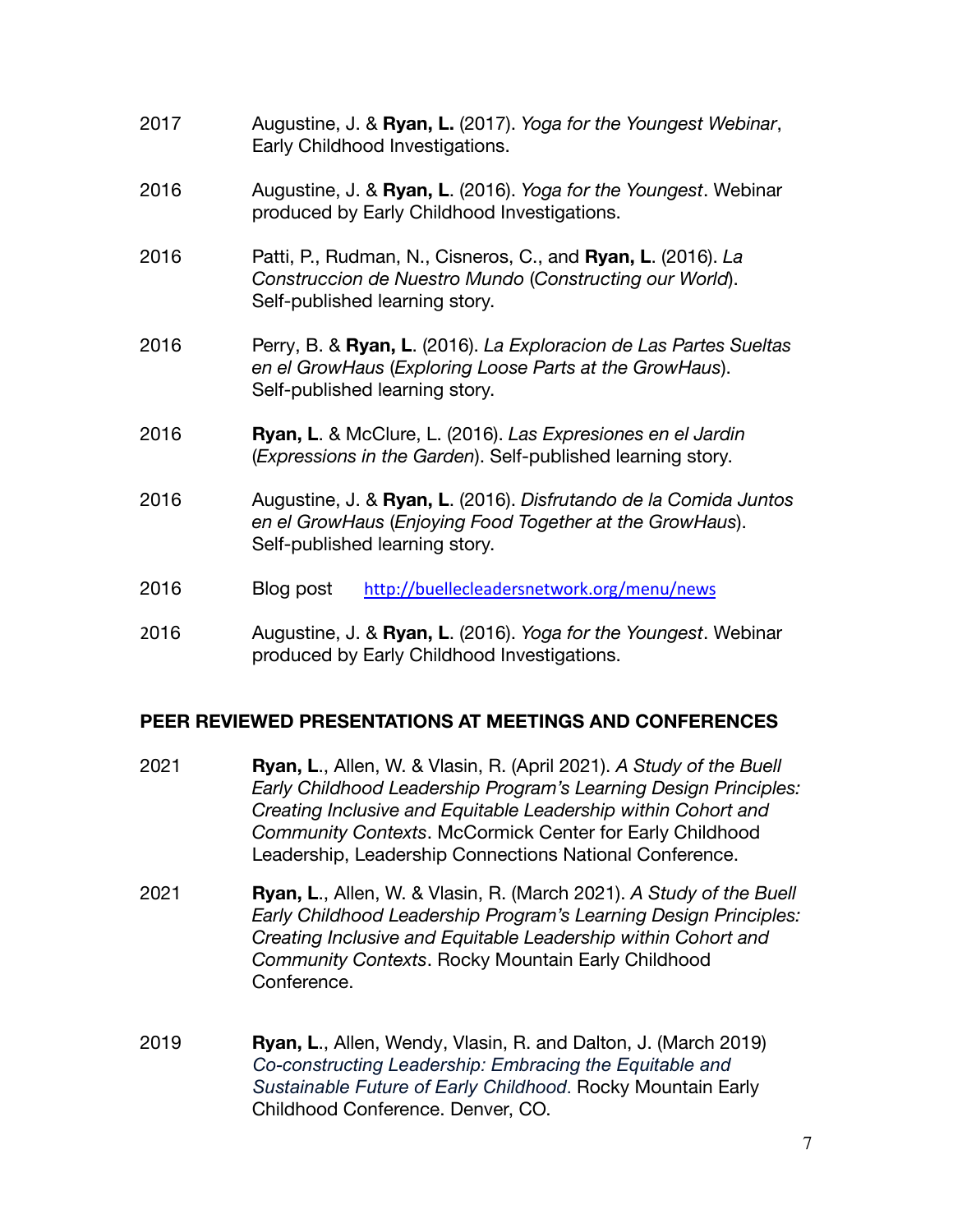2017 Augustine, J. & **Ryan, L.** (2017). *Yoga for the Youngest Webinar*, Early Childhood Investigations.

2016 Augustine, J. & **Ryan, L**. (2016). *Yoga for the Youngest*. Webinar produced by Early Childhood Investigations.

2016 Patti, P., Rudman, N., Cisneros, C., and **Ryan, L**. (2016). *La Construccion de Nuestro Mundo* (*Constructing our World*). Self-published learning story.

2016 Perry, B. & **Ryan, L**. (2016). *La Exploracion de Las Partes Sueltas en el GrowHaus* (*Exploring Loose Parts at the GrowHaus*). Self-published learning story.

2016 **Ryan, L**. & McClure, L. (2016). *Las Expresiones en el Jardin* (*Expressions in the Garden*). Self-published learning story.

2016 Augustine, J. & **Ryan, L**. (2016). *Disfrutando de la Comida Juntos en el GrowHaus* (*Enjoying Food Together at the GrowHaus*). Self-published learning story.

2016 Blog post http://buellecleadersnetwork.org/menu/news

2016 Augustine, J. & **Ryan, L**. (2016). *Yoga for the Youngest*. Webinar produced by Early Childhood Investigations.

## PEER REVIEWED PRESENTATIONS AT MEETINGS AND CONFERENCES

2021 **Ryan, L**., Allen, W. & Vlasin, R. (April 2021). *A Study of the Buell Early Childhood Leadership Program's Learning Design Principles: Creating Inclusive and Equitable Leadership within Cohort and Community Contexts*. McCormick Center for Early Childhood Leadership, Leadership Connections National Conference.

2021 **Ryan, L**., Allen, W. & Vlasin, R. (March 2021). *A Study of the Buell Early Childhood Leadership Program's Learning Design Principles: Creating Inclusive and Equitable Leadership within Cohort and Community Contexts*. Rocky Mountain Early Childhood Conference.

2019 **Ryan, L**., Allen, Wendy, Vlasin, R. and Dalton, J. (March 2019) *Co-constructing Leadership: Embracing the Equitable and Sustainable Future of Early Childhood*. Rocky Mountain Early Childhood Conference. Denver, CO.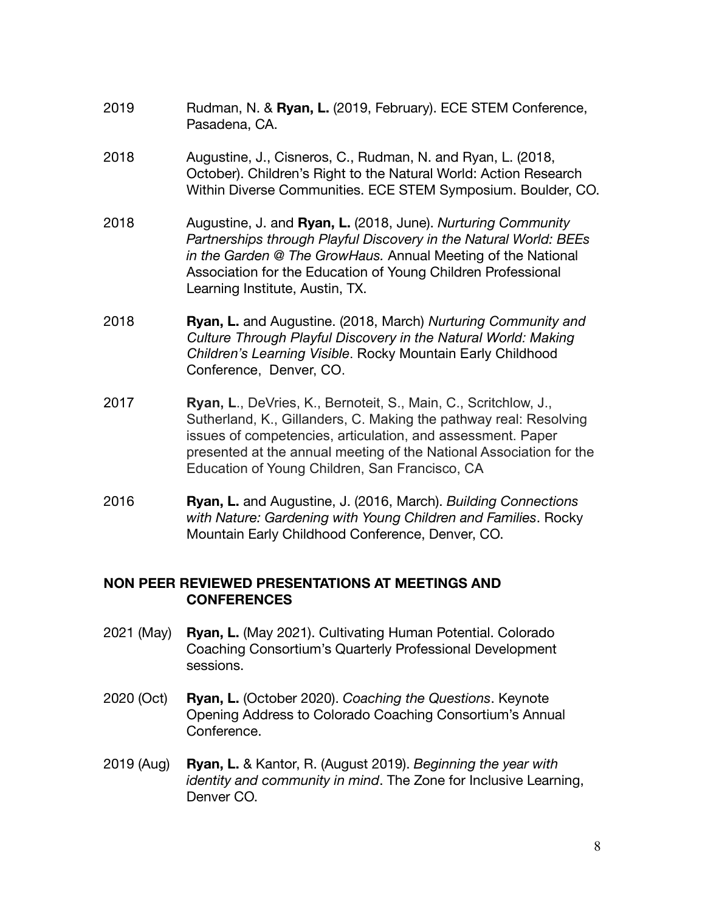2019 Rudman, N. & **Ryan, L.** (2019, February). ECE STEM Conference, Pasadena, CA.

2018 Augustine, J., Cisneros, C., Rudman, N. and Ryan, L. (2018, October). Children's Right to the Natural World: Action Research Within Diverse Communities. ECE STEM Symposium. Boulder, CO.

2018 Augustine, J. and **Ryan, L.** (2018, June). *Nurturing Community Partnerships through Playful Discovery in the Natural World: BEEs in the Garden @ The GrowHaus.* Annual Meeting of the National Association for the Education of Young Children Professional Learning Institute, Austin, TX.

2018 **Ryan, L.** and Augustine. (2018, March) *Nurturing Community and Culture Through Playful Discovery in the Natural World: Making Children's Learning Visible*. Rocky Mountain Early Childhood Conference, Denver, CO.

2017 **Ryan, L**., DeVries, K., Bernoteit, S., Main, C., Scritchlow, J., Sutherland, K., Gillanders, C. Making the pathway real: Resolving issues of competencies, articulation, and assessment. Paper presented at the annual meeting of the National Association for the Education of Young Children, San Francisco, CA

2016 **Ryan, L.** and Augustine, J. (2016, March). *Building Connections with Nature: Gardening with Young Children and Families*. Rocky Mountain Early Childhood Conference, Denver, CO.

## NON PEER REVIEWED PRESENTATIONS AT MEETINGS AND CONFERENCES

2021 (May) **Ryan, L.** (May 2021). Cultivating Human Potential. Colorado Coaching Consortium's Quarterly Professional Development sessions.

2020 (Oct) **Ryan, L.** (October 2020). *Coaching the Questions*. Keynote Opening Address to Colorado Coaching Consortium's Annual Conference.

2019 (Aug) **Ryan, L.** & Kantor, R. (August 2019). *Beginning the year with identity and community in mind*. The Zone for Inclusive Learning, Denver CO.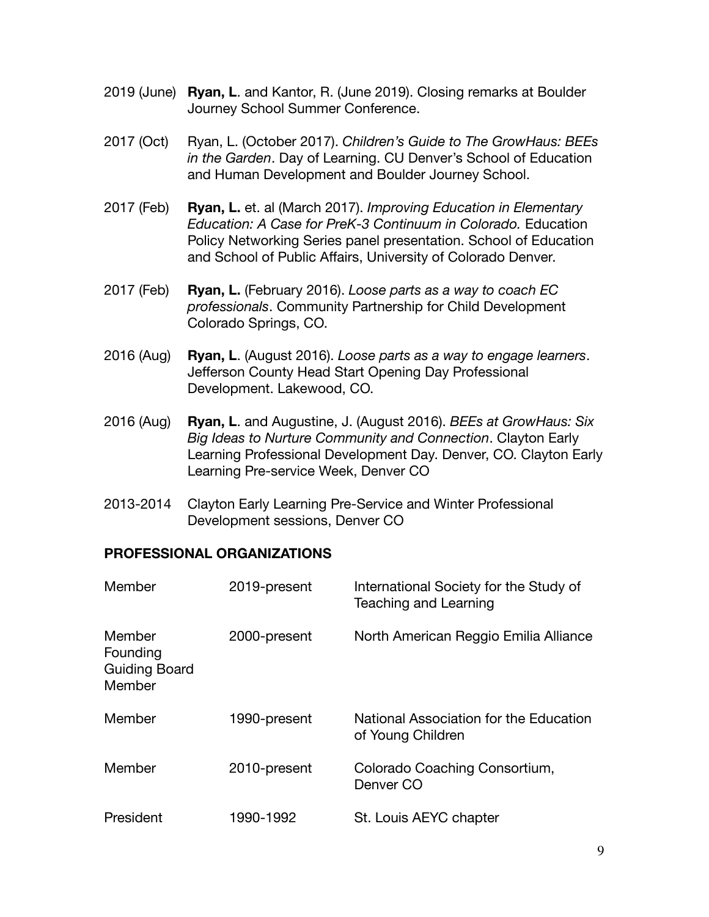2019 (June) **Ryan, L**. and Kantor, R. (June 2019). Closing remarks at Boulder Journey School Summer Conference.

2017 (Oct) Ryan, L. (October 2017). *Children's Guide to The GrowHaus: BEEs in the Garden*. Day of Learning. CU Denver's School of Education and Human Development and Boulder Journey School.

2017 (Feb) **Ryan, L.** et. al (March 2017). *Improving Education in Elementary Education: A Case for PreK-3 Continuum in Colorado.* Education Policy Networking Series panel presentation. School of Education and School of Public Affairs, University of Colorado Denver.

2017 (Feb) **Ryan, L.** (February 2016). *Loose parts as a way to coach EC professionals*. Community Partnership for Child Development Colorado Springs, CO.

2016 (Aug) **Ryan, L**. (August 2016). *Loose parts as a way to engage learners*. Jefferson County Head Start Opening Day Professional Development. Lakewood, CO.

2016 (Aug) **Ryan, L**. and Augustine, J. (August 2016). *BEEs at GrowHaus: Six Big Ideas to Nurture Community and Connection*. Clayton Early Learning Professional Development Day. Denver, CO. Clayton Early Learning Pre-service Week, Denver CO

2013-2014 Clayton Early Learning Pre-Service and Winter Professional Development sessions, Denver CO

## PROFESSIONAL ORGANIZATIONS

| | | |
|---|---|---|
| Member | 2019-present | International Society for the Study of Teaching and Learning |
| Member Founding Guiding Board Member | 2000-present | North American Reggio Emilia Alliance |
| Member | 1990-present | National Association for the Education of Young Children |
| Member | 2010-present | Colorado Coaching Consortium, Denver CO |
| President | 1990-1992 | St. Louis AEYC chapter |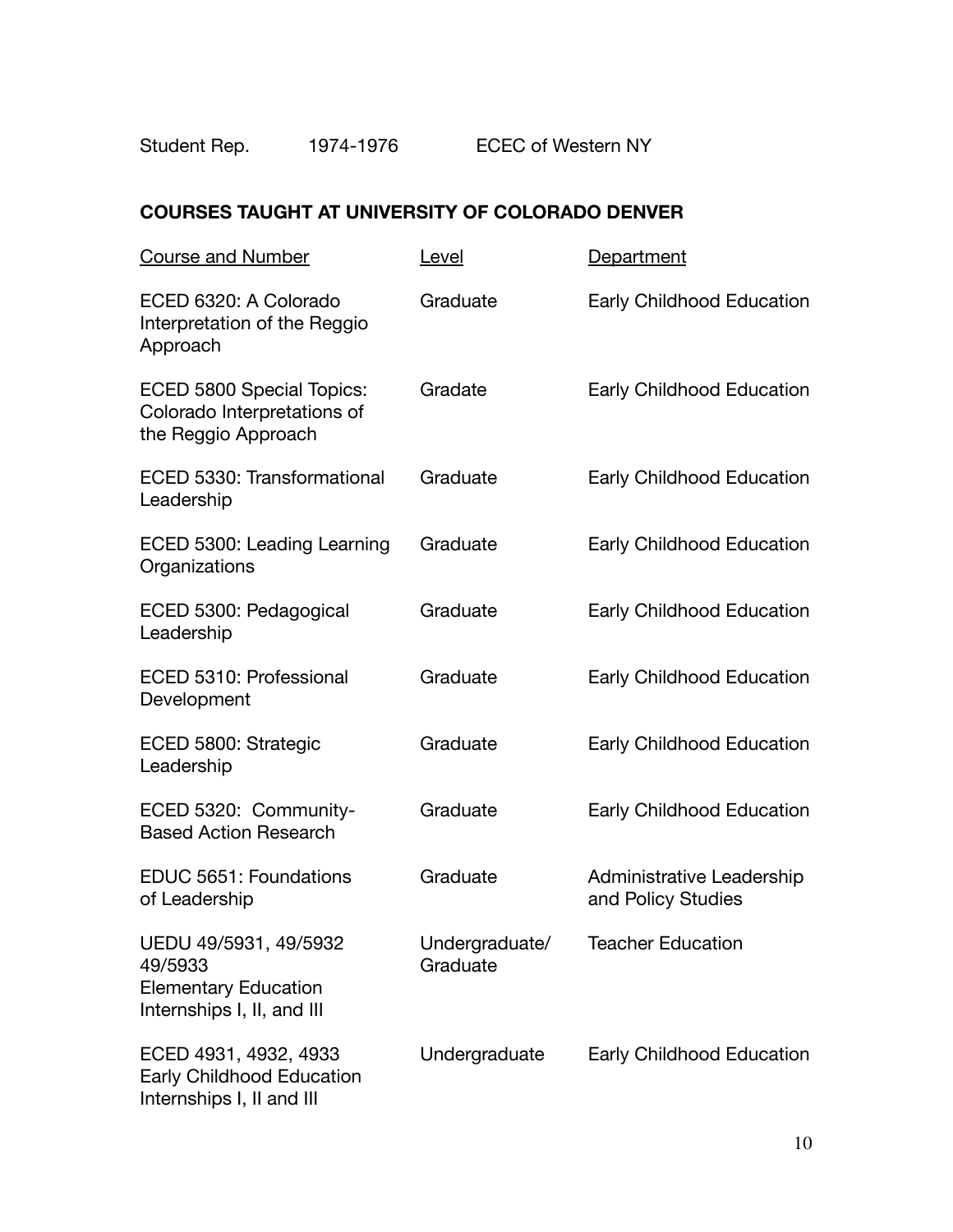| | | |
|---|---|---|
| Student Rep. | 1974-1976 | ECEC of Western NY |

**COURSES TAUGHT AT UNIVERSITY OF COLORADO DENVER**

| Course and Number | Level | Department |
|---|---|---|
| ECED 6320: A Colorado Interpretation of the Reggio Approach | Graduate | Early Childhood Education |
| ECED 5800 Special Topics: Colorado Interpretations of the Reggio Approach | Gradate | Early Childhood Education |
| ECED 5330: Transformational Leadership | Graduate | Early Childhood Education |
| ECED 5300: Leading Learning Organizations | Graduate | Early Childhood Education |
| ECED 5300: Pedagogical Leadership | Graduate | Early Childhood Education |
| ECED 5310: Professional Development | Graduate | Early Childhood Education |
| ECED 5800: Strategic Leadership | Graduate | Early Childhood Education |
| ECED 5320: Community-Based Action Research | Graduate | Early Childhood Education |
| EDUC 5651: Foundations of Leadership | Graduate | Administrative Leadership and Policy Studies |
| UEDU 49/5931, 49/5932 49/5933 Elementary Education Internships I, II, and III | Undergraduate/ Graduate | Teacher Education |
| ECED 4931, 4932, 4933 Early Childhood Education Internships I, II and III | Undergraduate | Early Childhood Education |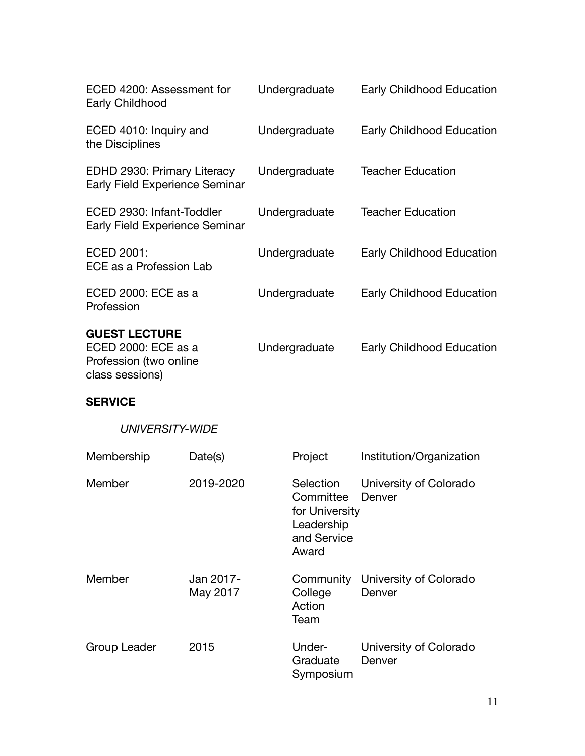| | | |
|---|---|---|
| ECED 4200: Assessment for Early Childhood | Undergraduate | Early Childhood Education |
| ECED 4010: Inquiry and the Disciplines | Undergraduate | Early Childhood Education |
| EDHD 2930: Primary Literacy Early Field Experience Seminar | Undergraduate | Teacher Education |
| ECED 2930: Infant-Toddler Early Field Experience Seminar | Undergraduate | Teacher Education |
| ECED 2001: ECE as a Profession Lab | Undergraduate | Early Childhood Education |
| ECED 2000: ECE as a Profession | Undergraduate | Early Childhood Education |

**GUEST LECTURE**

| | | |
|---|---|---|
| ECED 2000: ECE as a Profession (two online class sessions) | Undergraduate | Early Childhood Education |

**SERVICE**

*UNIVERSITY-WIDE*

| Membership | Date(s) | Project | Institution/Organization |
|---|---|---|---|
| Member | 2019-2020 | Selection Committee for University Leadership and Service Award | University of Colorado Denver |
| Member | Jan 2017-May 2017 | Community College Action Team | University of Colorado Denver |
| Group Leader | 2015 | Under-Graduate Symposium | University of Colorado Denver |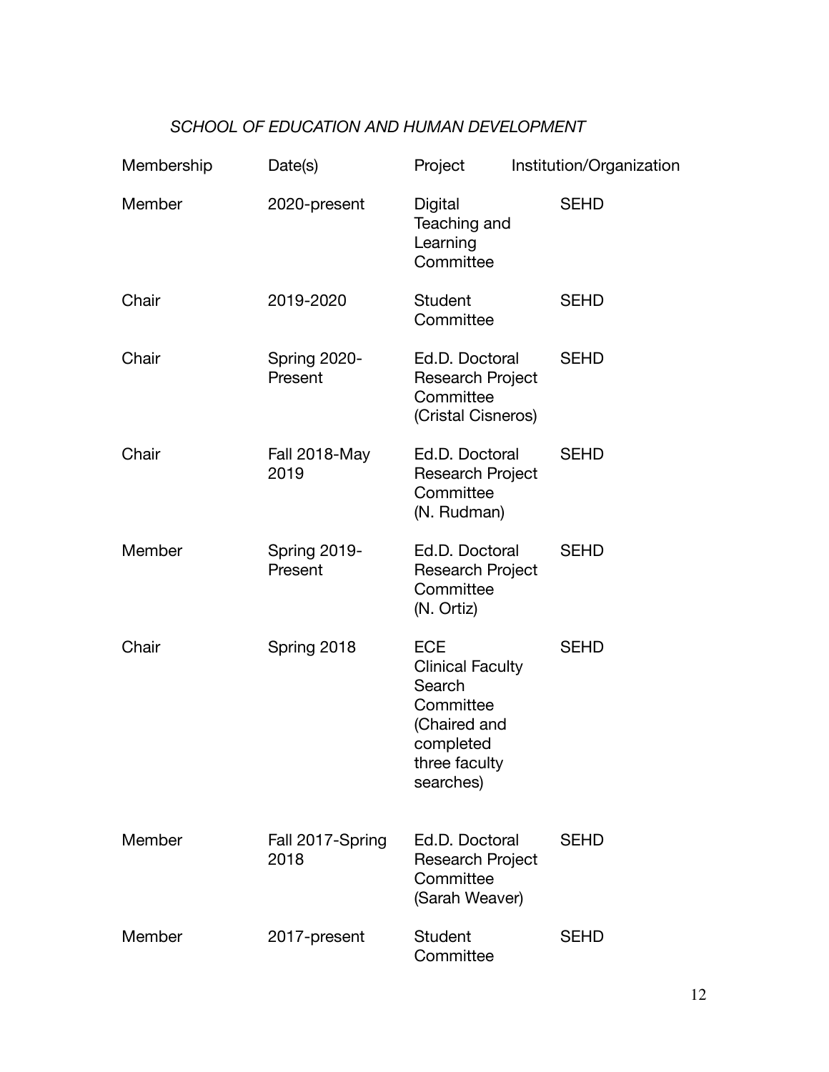*SCHOOL OF EDUCATION AND HUMAN DEVELOPMENT*

| Membership | Date(s) | Project | Institution/Organization |
|---|---|---|---|
| Member | 2020-present | Digital Teaching and Learning Committee | SEHD |
| Chair | 2019-2020 | Student Committee | SEHD |
| Chair | Spring 2020-Present | Ed.D. Doctoral Research Project Committee (Cristal Cisneros) | SEHD |
| Chair | Fall 2018-May 2019 | Ed.D. Doctoral Research Project Committee (N. Rudman) | SEHD |
| Member | Spring 2019-Present | Ed.D. Doctoral Research Project Committee (N. Ortiz) | SEHD |
| Chair | Spring 2018 | ECE Clinical Faculty Search Committee (Chaired and completed three faculty searches) | SEHD |
| Member | Fall 2017-Spring 2018 | Ed.D. Doctoral Research Project Committee (Sarah Weaver) | SEHD |
| Member | 2017-present | Student Committee | SEHD |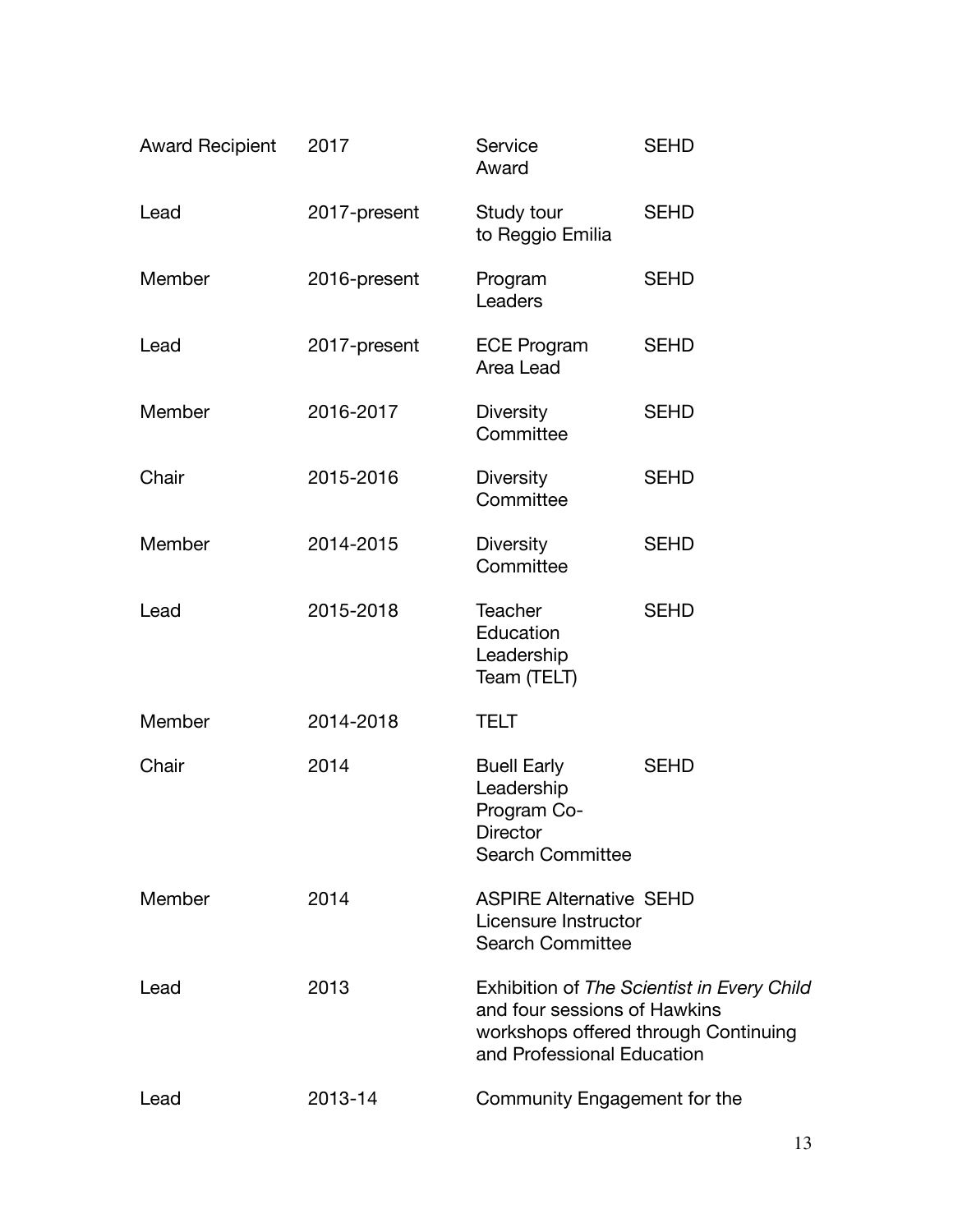| | | | |
|---|---|---|---|
| Award Recipient | 2017 | Service Award | SEHD |
| Lead | 2017-present | Study tour to Reggio Emilia | SEHD |
| Member | 2016-present | Program Leaders | SEHD |
| Lead | 2017-present | ECE Program Area Lead | SEHD |
| Member | 2016-2017 | Diversity Committee | SEHD |
| Chair | 2015-2016 | Diversity Committee | SEHD |
| Member | 2014-2015 | Diversity Committee | SEHD |
| Lead | 2015-2018 | Teacher Education Leadership Team (TELT) | SEHD |
| Member | 2014-2018 | TELT | |
| Chair | 2014 | Buell Early Leadership Program Co-Director Search Committee | SEHD |
| Member | 2014 | ASPIRE Alternative Licensure Instructor Search Committee | SEHD |
| Lead | 2013 | Exhibition of *The Scientist in Every Child* and four sessions of Hawkins workshops offered through Continuing and Professional Education | |
| Lead | 2013-14 | Community Engagement for the | |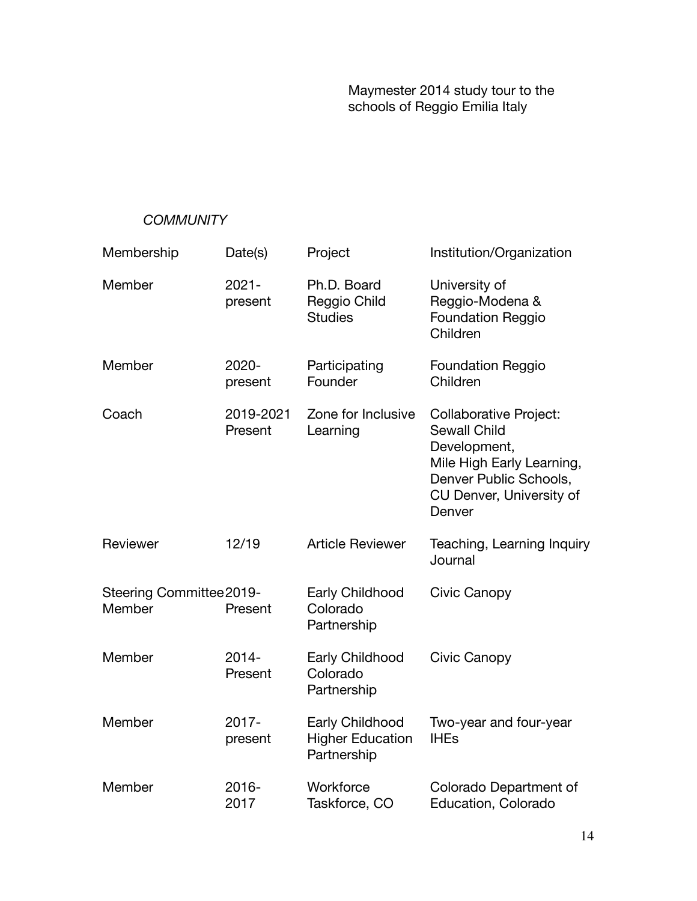Maymester 2014 study tour to the schools of Reggio Emilia Italy

*COMMUNITY*

| Membership | Date(s) | Project | Institution/Organization |
|---|---|---|---|
| Member | 2021-present | Ph.D. Board Reggio Child Studies | University of Reggio-Modena & Foundation Reggio Children |
| Member | 2020-present | Participating Founder | Foundation Reggio Children |
| Coach | 2019-2021 Present | Zone for Inclusive Learning | Collaborative Project: Sewall Child Development, Mile High Early Learning, Denver Public Schools, CU Denver, University of Denver |
| Reviewer | 12/19 | Article Reviewer | Teaching, Learning Inquiry Journal |
| Steering Committee Member | 2019-Present | Early Childhood Colorado Partnership | Civic Canopy |
| Member | 2014-Present | Early Childhood Colorado Partnership | Civic Canopy |
| Member | 2017-present | Early Childhood Higher Education Partnership | Two-year and four-year IHEs |
| Member | 2016-2017 | Workforce Taskforce, CO | Colorado Department of Education, Colorado |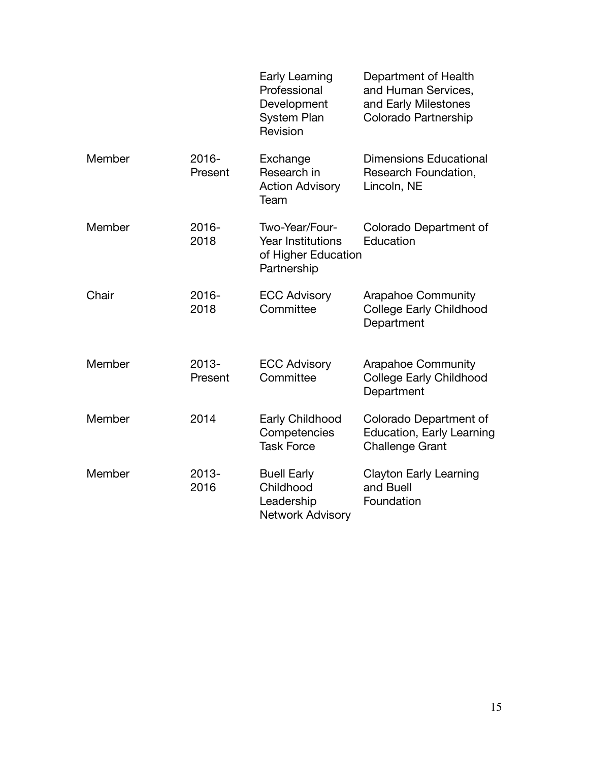| | | | |
|---|---|---|---|
| | | Early Learning Professional Development System Plan Revision | Department of Health and Human Services, and Early Milestones Colorado Partnership |
| Member | 2016-Present | Exchange Research in Action Advisory Team | Dimensions Educational Research Foundation, Lincoln, NE |
| Member | 2016-2018 | Two-Year/Four-Year Institutions of Higher Education Partnership | Colorado Department of Education |
| Chair | 2016-2018 | ECC Advisory Committee | Arapahoe Community College Early Childhood Department |
| Member | 2013-Present | ECC Advisory Committee | Arapahoe Community College Early Childhood Department |
| Member | 2014 | Early Childhood Competencies Task Force | Colorado Department of Education, Early Learning Challenge Grant |
| Member | 2013-2016 | Buell Early Childhood Leadership Network Advisory | Clayton Early Learning and Buell Foundation |